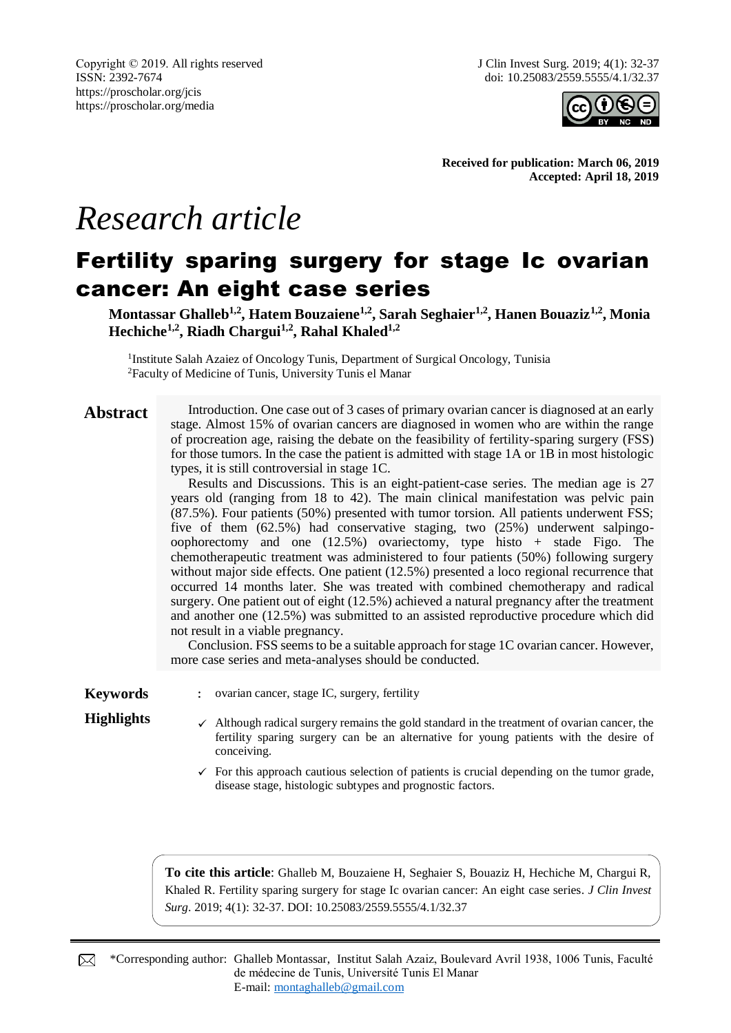Copyright © 2019. All rights reserved
ISSN: 2392-7674
https://proscholar.org/jcis
https://proscholar.org/media

J Clin Invest Surg. 2019; 4(1): 32-37
doi: 10.25083/2559.5555/4.1/32.37

**Received for publication: March 06, 2019**
**Accepted: April 18, 2019**

*Research article*

# Fertility sparing surgery for stage Ic ovarian cancer: An eight case series

**Montassar Ghalleb[1,2], Hatem Bouzaiene[1,2], Sarah Seghaier[1,2], Hanen Bouaziz[1,2], Monia Hechiche[1,2], Riadh Chargui[1,2], Rahal Khaled[1,2]**

[1]Institute Salah Azaiez of Oncology Tunis, Department of Surgical Oncology, Tunisia
[2]Faculty of Medicine of Tunis, University Tunis el Manar

## Abstract

Introduction. One case out of 3 cases of primary ovarian cancer is diagnosed at an early stage. Almost 15% of ovarian cancers are diagnosed in women who are within the range of procreation age, raising the debate on the feasibility of fertility-sparing surgery (FSS) for those tumors. In the case the patient is admitted with stage 1A or 1B in most histologic types, it is still controversial in stage 1C.

Results and Discussions. This is an eight-patient-case series. The median age is 27 years old (ranging from 18 to 42). The main clinical manifestation was pelvic pain (87.5%). Four patients (50%) presented with tumor torsion. All patients underwent FSS; five of them (62.5%) had conservative staging, two (25%) underwent salpingo-oophorectomy and one (12.5%) ovariectomy, type histo + stade Figo. The chemotherapeutic treatment was administered to four patients (50%) following surgery without major side effects. One patient (12.5%) presented a loco regional recurrence that occurred 14 months later. She was treated with combined chemotherapy and radical surgery. One patient out of eight (12.5%) achieved a natural pregnancy after the treatment and another one (12.5%) was submitted to an assisted reproductive procedure which did not result in a viable pregnancy.

Conclusion. FSS seems to be a suitable approach for stage 1C ovarian cancer. However, more case series and meta-analyses should be conducted.

**Keywords** : ovarian cancer, stage IC, surgery, fertility

**Highlights**

- ✓ Although radical surgery remains the gold standard in the treatment of ovarian cancer, the fertility sparing surgery can be an alternative for young patients with the desire of conceiving.
- ✓ For this approach cautious selection of patients is crucial depending on the tumor grade, disease stage, histologic subtypes and prognostic factors.

**To cite this article**: Ghalleb M, Bouzaiene H, Seghaier S, Bouaziz H, Hechiche M, Chargui R, Khaled R. Fertility sparing surgery for stage Ic ovarian cancer: An eight case series. *J Clin Invest Surg*. 2019; 4(1): 32-37. DOI: 10.25083/2559.5555/4.1/32.37

*Corresponding author: Ghalleb Montassar, Institut Salah Azaiz, Boulevard Avril 1938, 1006 Tunis, Faculté de médecine de Tunis, Université Tunis El Manar
E-mail: montaghalleb@gmail.com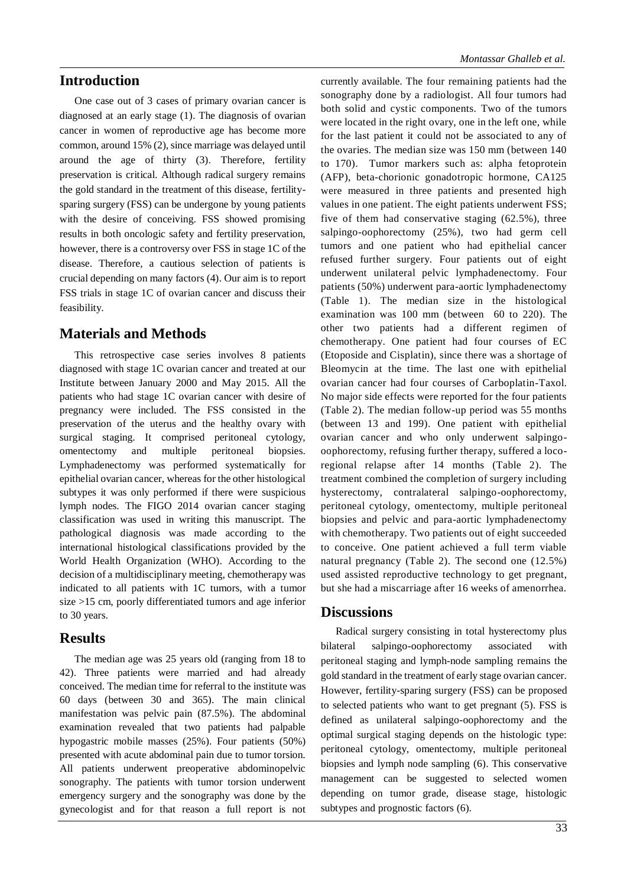## Introduction

One case out of 3 cases of primary ovarian cancer is diagnosed at an early stage (1). The diagnosis of ovarian cancer in women of reproductive age has become more common, around 15% (2), since marriage was delayed until around the age of thirty (3). Therefore, fertility preservation is critical. Although radical surgery remains the gold standard in the treatment of this disease, fertility-sparing surgery (FSS) can be undergone by young patients with the desire of conceiving. FSS showed promising results in both oncologic safety and fertility preservation, however, there is a controversy over FSS in stage 1C of the disease. Therefore, a cautious selection of patients is crucial depending on many factors (4). Our aim is to report FSS trials in stage 1C of ovarian cancer and discuss their feasibility.

## Materials and Methods

This retrospective case series involves 8 patients diagnosed with stage 1C ovarian cancer and treated at our Institute between January 2000 and May 2015. All the patients who had stage 1C ovarian cancer with desire of pregnancy were included. The FSS consisted in the preservation of the uterus and the healthy ovary with surgical staging. It comprised peritoneal cytology, omentectomy and multiple peritoneal biopsies. Lymphadenectomy was performed systematically for epithelial ovarian cancer, whereas for the other histological subtypes it was only performed if there were suspicious lymph nodes. The FIGO 2014 ovarian cancer staging classification was used in writing this manuscript. The pathological diagnosis was made according to the international histological classifications provided by the World Health Organization (WHO). According to the decision of a multidisciplinary meeting, chemotherapy was indicated to all patients with 1C tumors, with a tumor size >15 cm, poorly differentiated tumors and age inferior to 30 years.

## Results

The median age was 25 years old (ranging from 18 to 42). Three patients were married and had already conceived. The median time for referral to the institute was 60 days (between 30 and 365). The main clinical manifestation was pelvic pain (87.5%). The abdominal examination revealed that two patients had palpable hypogastric mobile masses (25%). Four patients (50%) presented with acute abdominal pain due to tumor torsion. All patients underwent preoperative abdominopelvic sonography. The patients with tumor torsion underwent emergency surgery and the sonography was done by the gynecologist and for that reason a full report is not currently available. The four remaining patients had the sonography done by a radiologist. All four tumors had both solid and cystic components. Two of the tumors were located in the right ovary, one in the left one, while for the last patient it could not be associated to any of the ovaries. The median size was 150 mm (between 140 to 170). Tumor markers such as: alpha fetoprotein (AFP), beta-chorionic gonadotropic hormone, CA125 were measured in three patients and presented high values in one patient. The eight patients underwent FSS; five of them had conservative staging (62.5%), three salpingo-oophorectomy (25%), two had germ cell tumors and one patient who had epithelial cancer refused further surgery. Four patients out of eight underwent unilateral pelvic lymphadenectomy. Four patients (50%) underwent para-aortic lymphadenectomy (Table 1). The median size in the histological examination was 100 mm (between 60 to 220). The other two patients had a different regimen of chemotherapy. One patient had four courses of EC (Etoposide and Cisplatin), since there was a shortage of Bleomycin at the time. The last one with epithelial ovarian cancer had four courses of Carboplatin-Taxol. No major side effects were reported for the four patients (Table 2). The median follow-up period was 55 months (between 13 and 199). One patient with epithelial ovarian cancer and who only underwent salpingo-oophorectomy, refusing further therapy, suffered a loco-regional relapse after 14 months (Table 2). The treatment combined the completion of surgery including hysterectomy, contralateral salpingo-oophorectomy, peritoneal cytology, omentectomy, multiple peritoneal biopsies and pelvic and para-aortic lymphadenectomy with chemotherapy. Two patients out of eight succeeded to conceive. One patient achieved a full term viable natural pregnancy (Table 2). The second one (12.5%) used assisted reproductive technology to get pregnant, but she had a miscarriage after 16 weeks of amenorrhea.

## Discussions

Radical surgery consisting in total hysterectomy plus bilateral salpingo-oophorectomy associated with peritoneal staging and lymph-node sampling remains the gold standard in the treatment of early stage ovarian cancer. However, fertility-sparing surgery (FSS) can be proposed to selected patients who want to get pregnant (5). FSS is defined as unilateral salpingo-oophorectomy and the optimal surgical staging depends on the histologic type: peritoneal cytology, omentectomy, multiple peritoneal biopsies and lymph node sampling (6). This conservative management can be suggested to selected women depending on tumor grade, disease stage, histologic subtypes and prognostic factors (6).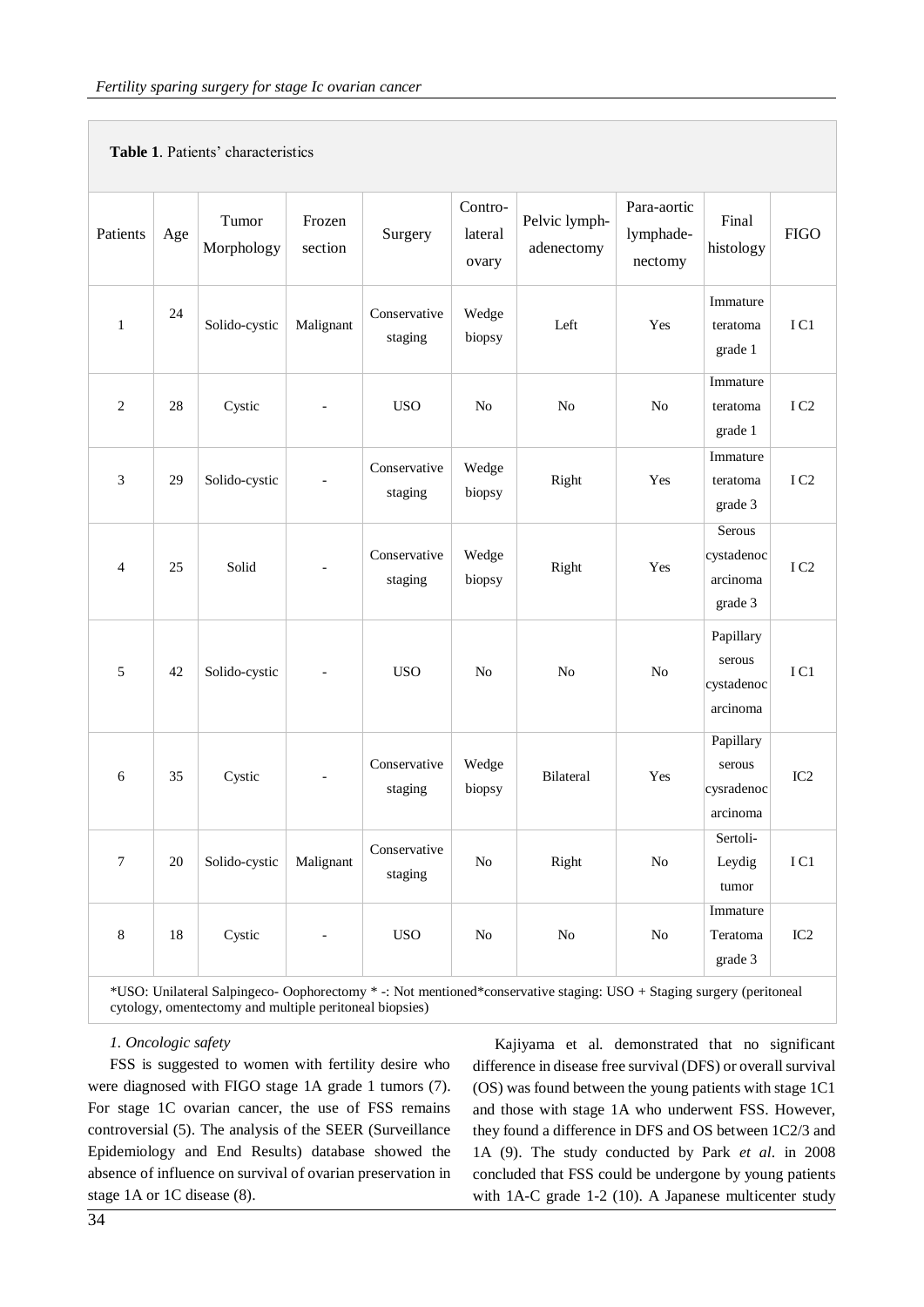**Table 1**. Patients' characteristics

| Patients | Age | Tumor Morphology | Frozen section | Surgery | Contro-lateral ovary | Pelvic lymph-adenectomy | Para-aortic lymphade-nectomy | Final histology | FIGO |
|---|---|---|---|---|---|---|---|---|---|
| 1 | 24 | Solido-cystic | Malignant | Conservative staging | Wedge biopsy | Left | Yes | Immature teratoma grade 1 | I C1 |
| 2 | 28 | Cystic | - | USO | No | No | No | Immature teratoma grade 1 | I C2 |
| 3 | 29 | Solido-cystic | - | Conservative staging | Wedge biopsy | Right | Yes | Immature teratoma grade 3 | I C2 |
| 4 | 25 | Solid | - | Conservative staging | Wedge biopsy | Right | Yes | Serous cystadenocarcinoma grade 3 | I C2 |
| 5 | 42 | Solido-cystic | - | USO | No | No | No | Papillary serous cystadenocarcinoma | I C1 |
| 6 | 35 | Cystic | - | Conservative staging | Wedge biopsy | Bilateral | Yes | Papillary serous cysradenocarcinoma | IC2 |
| 7 | 20 | Solido-cystic | Malignant | Conservative staging | No | Right | No | Sertoli-Leydig tumor | I C1 |
| 8 | 18 | Cystic | - | USO | No | No | No | Immature Teratoma grade 3 | IC2 |

*USO: Unilateral Salpingeco- Oophorectomy * -: Not mentioned*conservative staging: USO + Staging surgery (peritoneal cytology, omentectomy and multiple peritoneal biopsies)

*1. Oncologic safety*

FSS is suggested to women with fertility desire who were diagnosed with FIGO stage 1A grade 1 tumors (7). For stage 1C ovarian cancer, the use of FSS remains controversial (5). The analysis of the SEER (Surveillance Epidemiology and End Results) database showed the absence of influence on survival of ovarian preservation in stage 1A or 1C disease (8).

Kajiyama et al. demonstrated that no significant difference in disease free survival (DFS) or overall survival (OS) was found between the young patients with stage 1C1 and those with stage 1A who underwent FSS. However, they found a difference in DFS and OS between 1C2/3 and 1A (9). The study conducted by Park *et al*. in 2008 concluded that FSS could be undergone by young patients with 1A-C grade 1-2 (10). A Japanese multicenter study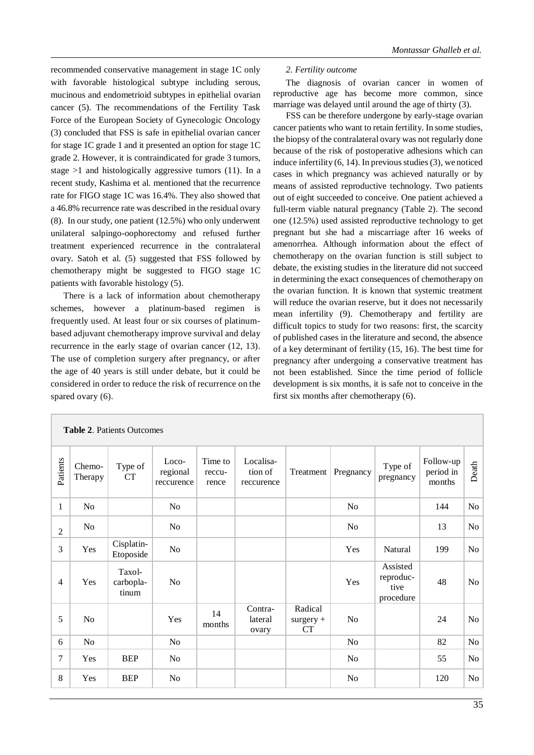recommended conservative management in stage 1C only with favorable histological subtype including serous, mucinous and endometrioid subtypes in epithelial ovarian cancer (5). The recommendations of the Fertility Task Force of the European Society of Gynecologic Oncology (3) concluded that FSS is safe in epithelial ovarian cancer for stage 1C grade 1 and it presented an option for stage 1C grade 2. However, it is contraindicated for grade 3 tumors, stage >1 and histologically aggressive tumors (11). In a recent study, Kashima et al. mentioned that the recurrence rate for FIGO stage 1C was 16.4%. They also showed that a 46.8% recurrence rate was described in the residual ovary (8). In our study, one patient (12.5%) who only underwent unilateral salpingo-oophorectomy and refused further treatment experienced recurrence in the contralateral ovary. Satoh et al. (5) suggested that FSS followed by chemotherapy might be suggested to FIGO stage 1C patients with favorable histology (5).

There is a lack of information about chemotherapy schemes, however a platinum-based regimen is frequently used. At least four or six courses of platinum-based adjuvant chemotherapy improve survival and delay recurrence in the early stage of ovarian cancer (12, 13). The use of completion surgery after pregnancy, or after the age of 40 years is still under debate, but it could be considered in order to reduce the risk of recurrence on the spared ovary (6).

*2. Fertility outcome*

The diagnosis of ovarian cancer in women of reproductive age has become more common, since marriage was delayed until around the age of thirty (3).

FSS can be therefore undergone by early-stage ovarian cancer patients who want to retain fertility. In some studies, the biopsy of the contralateral ovary was not regularly done because of the risk of postoperative adhesions which can induce infertility (6, 14). In previous studies (3), we noticed cases in which pregnancy was achieved naturally or by means of assisted reproductive technology. Two patients out of eight succeeded to conceive. One patient achieved a full-term viable natural pregnancy (Table 2). The second one (12.5%) used assisted reproductive technology to get pregnant but she had a miscarriage after 16 weeks of amenorrhea. Although information about the effect of chemotherapy on the ovarian function is still subject to debate, the existing studies in the literature did not succeed in determining the exact consequences of chemotherapy on the ovarian function. It is known that systemic treatment will reduce the ovarian reserve, but it does not necessarily mean infertility (9). Chemotherapy and fertility are difficult topics to study for two reasons: first, the scarcity of published cases in the literature and second, the absence of a key determinant of fertility (15, 16). The best time for pregnancy after undergoing a conservative treatment has not been established. Since the time period of follicle development is six months, it is safe not to conceive in the first six months after chemotherapy (6).

**Table 2**. Patients Outcomes

| Patients | Chemo-Therapy | Type of CT | Loco-regional reccurence | Time to reccu-rence | Localisa-tion of reccurence | Treatment | Pregnancy | Type of pregnancy | Follow-up period in months | Death |
|---|---|---|---|---|---|---|---|---|---|---|
| 1 | No | | No | | | | No | | 144 | No |
| 2 | No | | No | | | | No | | 13 | No |
| 3 | Yes | Cisplatin-Etoposide | No | | | | Yes | Natural | 199 | No |
| 4 | Yes | Taxol-carbopla-tinum | No | | | | Yes | Assisted reproduc-tive procedure | 48 | No |
| 5 | No | | Yes | 14 months | Contra-lateral ovary | Radical surgery + CT | No | | 24 | No |
| 6 | No | | No | | | | No | | 82 | No |
| 7 | Yes | BEP | No | | | | No | | 55 | No |
| 8 | Yes | BEP | No | | | | No | | 120 | No |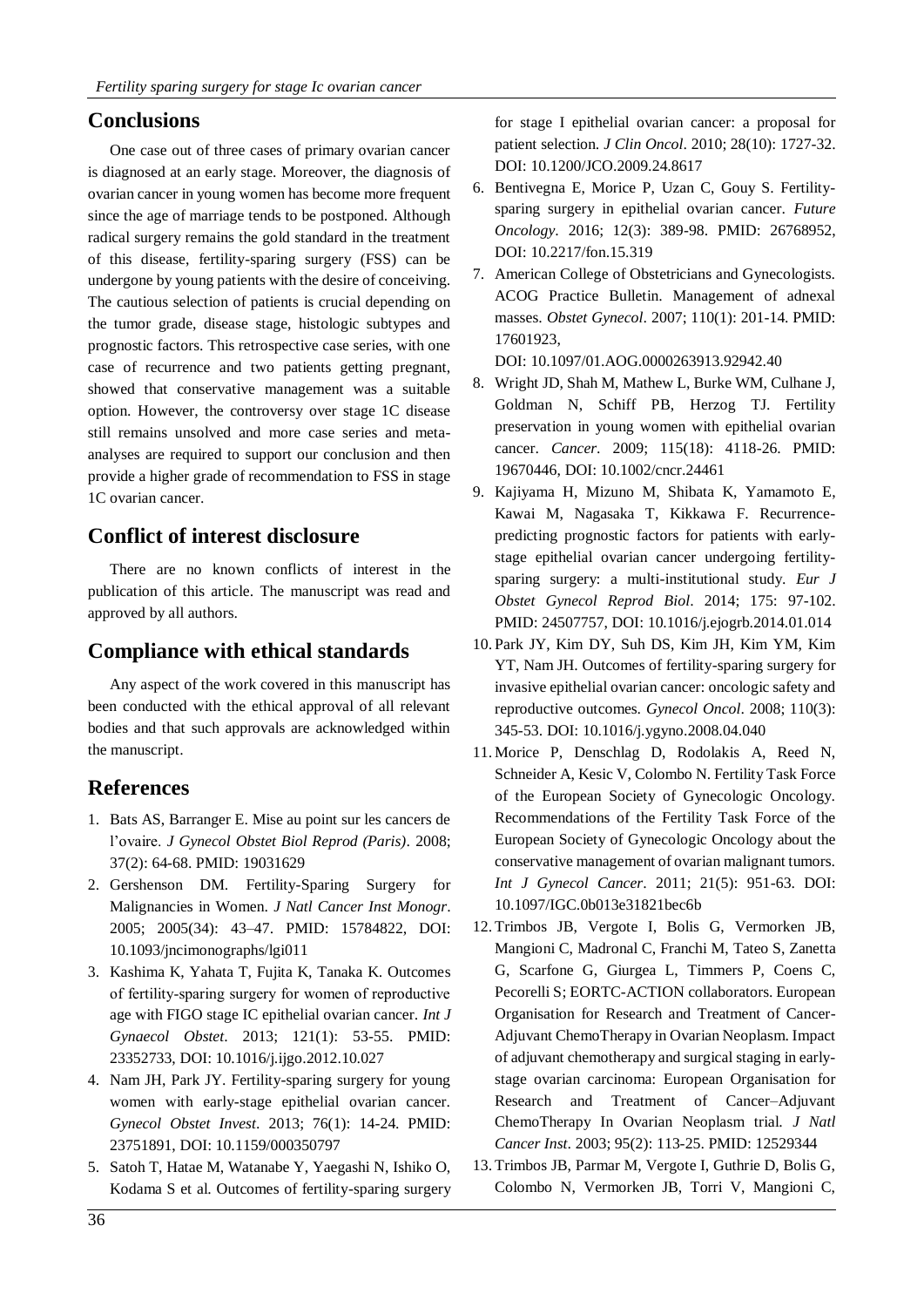## Conclusions

One case out of three cases of primary ovarian cancer is diagnosed at an early stage. Moreover, the diagnosis of ovarian cancer in young women has become more frequent since the age of marriage tends to be postponed. Although radical surgery remains the gold standard in the treatment of this disease, fertility-sparing surgery (FSS) can be undergone by young patients with the desire of conceiving. The cautious selection of patients is crucial depending on the tumor grade, disease stage, histologic subtypes and prognostic factors. This retrospective case series, with one case of recurrence and two patients getting pregnant, showed that conservative management was a suitable option. However, the controversy over stage 1C disease still remains unsolved and more case series and meta-analyses are required to support our conclusion and then provide a higher grade of recommendation to FSS in stage 1C ovarian cancer.

## Conflict of interest disclosure

There are no known conflicts of interest in the publication of this article. The manuscript was read and approved by all authors.

## Compliance with ethical standards

Any aspect of the work covered in this manuscript has been conducted with the ethical approval of all relevant bodies and that such approvals are acknowledged within the manuscript.

## References

1. Bats AS, Barranger E. Mise au point sur les cancers de l'ovaire. *J Gynecol Obstet Biol Reprod (Paris)*. 2008; 37(2): 64-68. PMID: 19031629
2. Gershenson DM. Fertility-Sparing Surgery for Malignancies in Women. *J Natl Cancer Inst Monogr*. 2005; 2005(34): 43–47. PMID: 15784822, DOI: 10.1093/jncimonographs/lgi011
3. Kashima K, Yahata T, Fujita K, Tanaka K. Outcomes of fertility-sparing surgery for women of reproductive age with FIGO stage IC epithelial ovarian cancer. *Int J Gynaecol Obstet*. 2013; 121(1): 53-55. PMID: 23352733, DOI: 10.1016/j.ijgo.2012.10.027
4. Nam JH, Park JY. Fertility-sparing surgery for young women with early-stage epithelial ovarian cancer. *Gynecol Obstet Invest*. 2013; 76(1): 14-24. PMID: 23751891, DOI: 10.1159/000350797
5. Satoh T, Hatae M, Watanabe Y, Yaegashi N, Ishiko O, Kodama S et al. Outcomes of fertility-sparing surgery for stage I epithelial ovarian cancer: a proposal for patient selection. *J Clin Oncol*. 2010; 28(10): 1727-32. DOI: 10.1200/JCO.2009.24.8617
6. Bentivegna E, Morice P, Uzan C, Gouy S. Fertility-sparing surgery in epithelial ovarian cancer. *Future Oncology*. 2016; 12(3): 389-98. PMID: 26768952, DOI: 10.2217/fon.15.319
7. American College of Obstetricians and Gynecologists. ACOG Practice Bulletin. Management of adnexal masses. *Obstet Gynecol*. 2007; 110(1): 201-14. PMID: 17601923, DOI: 10.1097/01.AOG.0000263913.92942.40
8. Wright JD, Shah M, Mathew L, Burke WM, Culhane J, Goldman N, Schiff PB, Herzog TJ. Fertility preservation in young women with epithelial ovarian cancer. *Cancer*. 2009; 115(18): 4118-26. PMID: 19670446, DOI: 10.1002/cncr.24461
9. Kajiyama H, Mizuno M, Shibata K, Yamamoto E, Kawai M, Nagasaka T, Kikkawa F. Recurrence-predicting prognostic factors for patients with early-stage epithelial ovarian cancer undergoing fertility-sparing surgery: a multi-institutional study. *Eur J Obstet Gynecol Reprod Biol*. 2014; 175: 97-102. PMID: 24507757, DOI: 10.1016/j.ejogrb.2014.01.014
10. Park JY, Kim DY, Suh DS, Kim JH, Kim YM, Kim YT, Nam JH. Outcomes of fertility-sparing surgery for invasive epithelial ovarian cancer: oncologic safety and reproductive outcomes. *Gynecol Oncol*. 2008; 110(3): 345-53. DOI: 10.1016/j.ygyno.2008.04.040
11. Morice P, Denschlag D, Rodolakis A, Reed N, Schneider A, Kesic V, Colombo N. Fertility Task Force of the European Society of Gynecologic Oncology. Recommendations of the Fertility Task Force of the European Society of Gynecologic Oncology about the conservative management of ovarian malignant tumors. *Int J Gynecol Cancer*. 2011; 21(5): 951-63. DOI: 10.1097/IGC.0b013e31821bec6b
12. Trimbos JB, Vergote I, Bolis G, Vermorken JB, Mangioni C, Madronal C, Franchi M, Tateo S, Zanetta G, Scarfone G, Giurgea L, Timmers P, Coens C, Pecorelli S; EORTC-ACTION collaborators. European Organisation for Research and Treatment of Cancer-Adjuvant ChemoTherapy in Ovarian Neoplasm. Impact of adjuvant chemotherapy and surgical staging in early-stage ovarian carcinoma: European Organisation for Research and Treatment of Cancer–Adjuvant ChemoTherapy In Ovarian Neoplasm trial. *J Natl Cancer Inst*. 2003; 95(2): 113-25. PMID: 12529344
13. Trimbos JB, Parmar M, Vergote I, Guthrie D, Bolis G, Colombo N, Vermorken JB, Torri V, Mangioni C,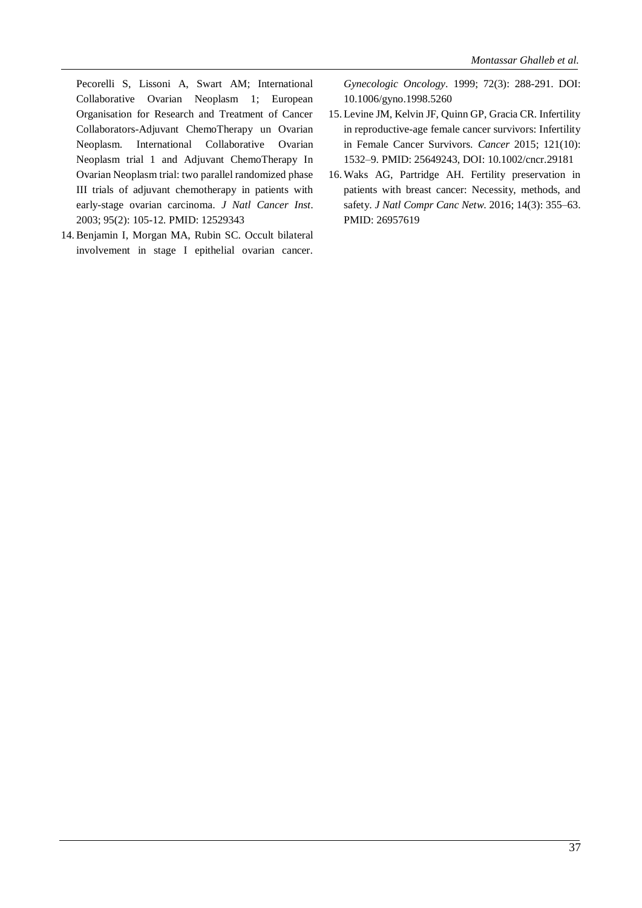Pecorelli S, Lissoni A, Swart AM; International Collaborative Ovarian Neoplasm 1; European Organisation for Research and Treatment of Cancer Collaborators-Adjuvant ChemoTherapy un Ovarian Neoplasm. International Collaborative Ovarian Neoplasm trial 1 and Adjuvant ChemoTherapy In Ovarian Neoplasm trial: two parallel randomized phase III trials of adjuvant chemotherapy in patients with early-stage ovarian carcinoma. *J Natl Cancer Inst*. 2003; 95(2): 105-12. PMID: 12529343

14. Benjamin I, Morgan MA, Rubin SC. Occult bilateral involvement in stage I epithelial ovarian cancer. *Gynecologic Oncology*. 1999; 72(3): 288-291. DOI: 10.1006/gyno.1998.5260
15. Levine JM, Kelvin JF, Quinn GP, Gracia CR. Infertility in reproductive-age female cancer survivors: Infertility in Female Cancer Survivors. *Cancer* 2015; 121(10): 1532–9. PMID: 25649243, DOI: 10.1002/cncr.29181
16. Waks AG, Partridge AH. Fertility preservation in patients with breast cancer: Necessity, methods, and safety. *J Natl Compr Canc Netw*. 2016; 14(3): 355–63. PMID: 26957619